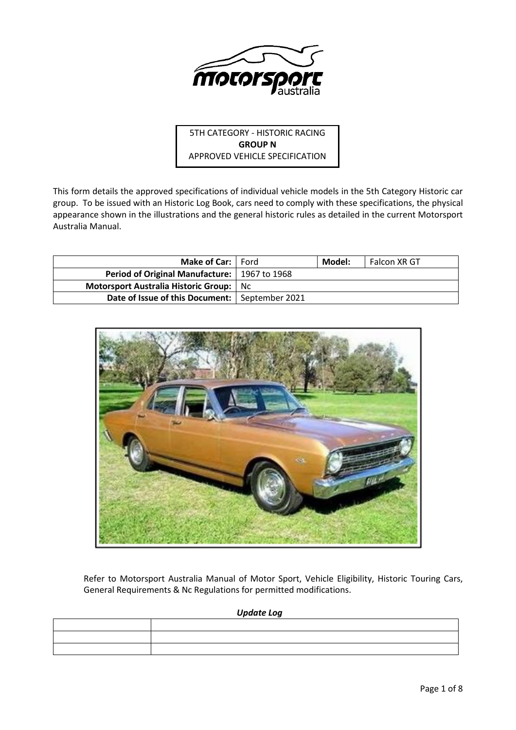5TH CATEGORY - HISTORIC RACING
**GROUP N**
APPROVED VEHICLE SPECIFICATION

This form details the approved specifications of individual vehicle models in the 5th Category Historic car group. To be issued with an Historic Log Book, cars need to comply with these specifications, the physical appearance shown in the illustrations and the general historic rules as detailed in the current Motorsport Australia Manual.

| **Make of Car:** | Ford | **Model:** | Falcon XR GT |
|---|---|---|---|
| **Period of Original Manufacture:** | 1967 to 1968 | | |
| **Motorsport Australia Historic Group:** | Nc | | |
| **Date of Issue of this Document:** | September 2021 | | |

Refer to Motorsport Australia Manual of Motor Sport, Vehicle Eligibility, Historic Touring Cars, General Requirements & Nc Regulations for permitted modifications.

***Update Log***

| | |
|---|---|
| | |
| | |
| | |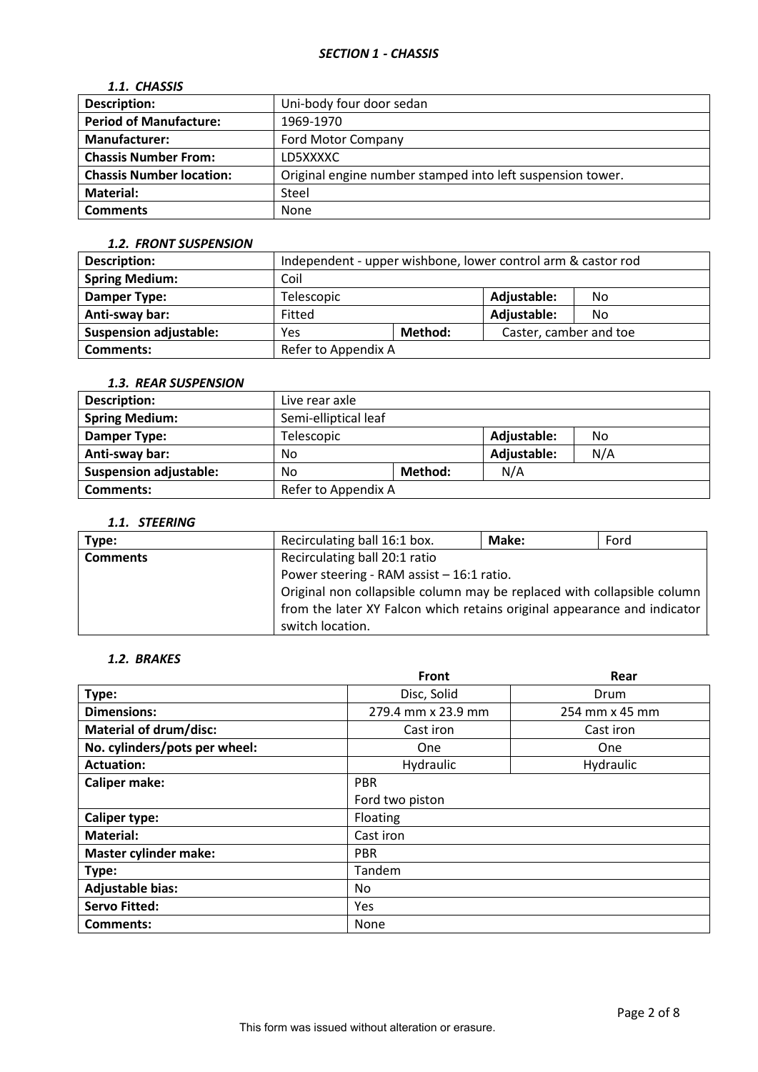## *SECTION 1 - CHASSIS*

### *1.1. CHASSIS*

| | |
|---|---|
| **Description:** | Uni-body four door sedan |
| **Period of Manufacture:** | 1969-1970 |
| **Manufacturer:** | Ford Motor Company |
| **Chassis Number From:** | LD5XXXXC |
| **Chassis Number location:** | Original engine number stamped into left suspension tower. |
| **Material:** | Steel |
| **Comments** | None |

### *1.2. FRONT SUSPENSION*

| | | | | |
|---|---|---|---|---|
| **Description:** | Independent - upper wishbone, lower control arm & castor rod | | | |
| **Spring Medium:** | Coil | | | |
| **Damper Type:** | Telescopic | | **Adjustable:** | No |
| **Anti-sway bar:** | Fitted | | **Adjustable:** | No |
| **Suspension adjustable:** | Yes | **Method:** | Caster, camber and toe | |
| **Comments:** | Refer to Appendix A | | | |

### *1.3. REAR SUSPENSION*

| | | | | |
|---|---|---|---|---|
| **Description:** | Live rear axle | | | |
| **Spring Medium:** | Semi-elliptical leaf | | | |
| **Damper Type:** | Telescopic | | **Adjustable:** | No |
| **Anti-sway bar:** | No | | **Adjustable:** | N/A |
| **Suspension adjustable:** | No | **Method:** | N/A | |
| **Comments:** | Refer to Appendix A | | | |

### *1.1. STEERING*

| | | | |
|---|---|---|---|
| **Type:** | Recirculating ball 16:1 box. | **Make:** | Ford |
| **Comments** | Recirculating ball 20:1 ratio<br>Power steering - RAM assist – 16:1 ratio.<br>Original non collapsible column may be replaced with collapsible column from the later XY Falcon which retains original appearance and indicator switch location. | | |

### *1.2. BRAKES*

| | Front | Rear |
|---|---|---|
| **Type:** | Disc, Solid | Drum |
| **Dimensions:** | 279.4 mm x 23.9 mm | 254 mm x 45 mm |
| **Material of drum/disc:** | Cast iron | Cast iron |
| **No. cylinders/pots per wheel:** | One | One |
| **Actuation:** | Hydraulic | Hydraulic |
| **Caliper make:** | PBR<br>Ford two piston | |
| **Caliper type:** | Floating | |
| **Material:** | Cast iron | |
| **Master cylinder make:** | PBR | |
| **Type:** | Tandem | |
| **Adjustable bias:** | No | |
| **Servo Fitted:** | Yes | |
| **Comments:** | None | |

This form was issued without alteration or erasure.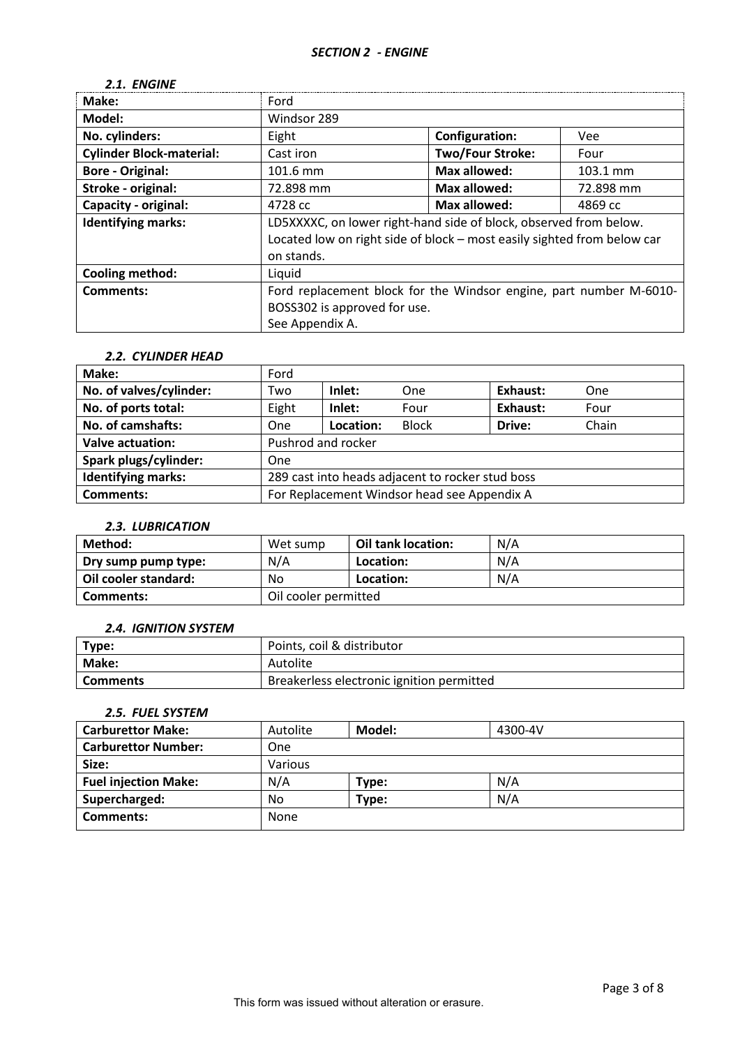## *SECTION 2 - ENGINE*

### *2.1. ENGINE*

| **Make:** | Ford | | |
|---|---|---|---|
| **Model:** | Windsor 289 | | |
| **No. cylinders:** | Eight | **Configuration:** | Vee |
| **Cylinder Block-material:** | Cast iron | **Two/Four Stroke:** | Four |
| **Bore - Original:** | 101.6 mm | **Max allowed:** | 103.1 mm |
| **Stroke - original:** | 72.898 mm | **Max allowed:** | 72.898 mm |
| **Capacity - original:** | 4728 cc | **Max allowed:** | 4869 cc |
| **Identifying marks:** | LD5XXXXC, on lower right-hand side of block, observed from below. Located low on right side of block – most easily sighted from below car on stands. | | |
| **Cooling method:** | Liquid | | |
| **Comments:** | Ford replacement block for the Windsor engine, part number M-6010-BOSS302 is approved for use. See Appendix A. | | |

### *2.2. CYLINDER HEAD*

| **Make:** | Ford | | | | |
|---|---|---|---|---|---|
| **No. of valves/cylinder:** | Two | **Inlet:** | One | **Exhaust:** | One |
| **No. of ports total:** | Eight | **Inlet:** | Four | **Exhaust:** | Four |
| **No. of camshafts:** | One | **Location:** | Block | **Drive:** | Chain |
| **Valve actuation:** | Pushrod and rocker | | | | |
| **Spark plugs/cylinder:** | One | | | | |
| **Identifying marks:** | 289 cast into heads adjacent to rocker stud boss | | | | |
| **Comments:** | For Replacement Windsor head see Appendix A | | | | |

### *2.3. LUBRICATION*

| **Method:** | Wet sump | **Oil tank location:** | N/A |
|---|---|---|---|
| **Dry sump pump type:** | N/A | **Location:** | N/A |
| **Oil cooler standard:** | No | **Location:** | N/A |
| **Comments:** | Oil cooler permitted | | |

### *2.4. IGNITION SYSTEM*

| **Type:** | Points, coil & distributor |
|---|---|
| **Make:** | Autolite |
| **Comments** | Breakerless electronic ignition permitted |

### *2.5. FUEL SYSTEM*

| **Carburettor Make:** | Autolite | **Model:** | 4300-4V |
|---|---|---|---|
| **Carburettor Number:** | One | | |
| **Size:** | Various | | |
| **Fuel injection Make:** | N/A | **Type:** | N/A |
| **Supercharged:** | No | **Type:** | N/A |
| **Comments:** | None | | |

This form was issued without alteration or erasure.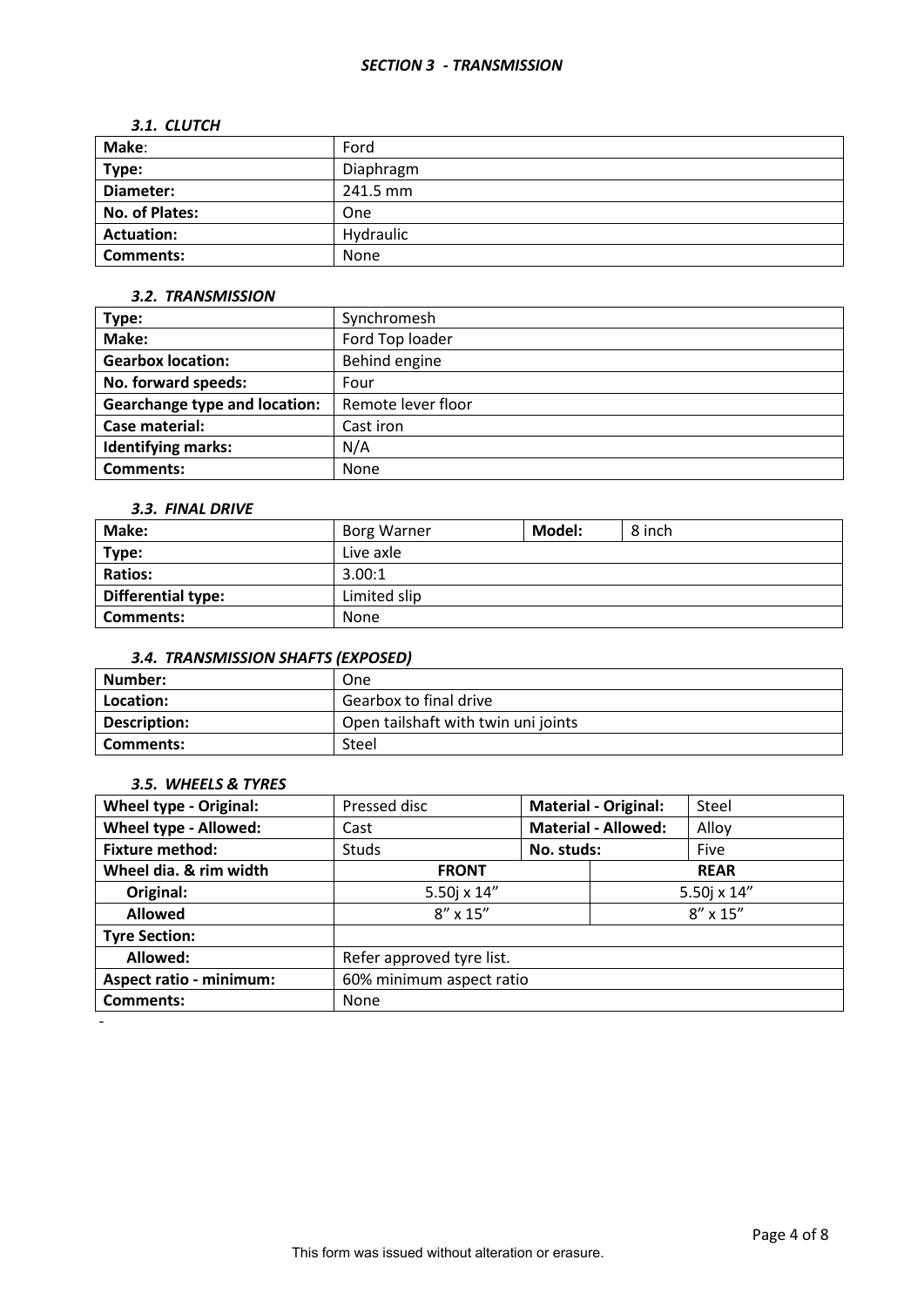## *SECTION 3 - TRANSMISSION*

### *3.1. CLUTCH*

| **Make**: | Ford |
|---|---|
| **Type:** | Diaphragm |
| **Diameter:** | 241.5 mm |
| **No. of Plates:** | One |
| **Actuation:** | Hydraulic |
| **Comments:** | None |

### *3.2. TRANSMISSION*

| **Type:** | Synchromesh |
|---|---|
| **Make:** | Ford Top loader |
| **Gearbox location:** | Behind engine |
| **No. forward speeds:** | Four |
| **Gearchange type and location:** | Remote lever floor |
| **Case material:** | Cast iron |
| **Identifying marks:** | N/A |
| **Comments:** | None |

### *3.3. FINAL DRIVE*

| **Make:** | Borg Warner | **Model:** | 8 inch |
|---|---|---|---|
| **Type:** | Live axle | | |
| **Ratios:** | 3.00:1 | | |
| **Differential type:** | Limited slip | | |
| **Comments:** | None | | |

### *3.4. TRANSMISSION SHAFTS (EXPOSED)*

| **Number:** | One |
|---|---|
| **Location:** | Gearbox to final drive |
| **Description:** | Open tailshaft with twin uni joints |
| **Comments:** | Steel |

### *3.5. WHEELS & TYRES*

| **Wheel type - Original:** | Pressed disc | **Material - Original:** | Steel |
|---|---|---|---|
| **Wheel type - Allowed:** | Cast | **Material - Allowed:** | Alloy |
| **Fixture method:** | Studs | **No. studs:** | Five |
| **Wheel dia. & rim width** | **FRONT** | | **REAR** |
| **Original:** | 5.50j x 14” | | 5.50j x 14” |
| **Allowed** | 8” x 15” | | 8” x 15” |
| **Tyre Section:** | | | |
| **Allowed:** | Refer approved tyre list. | | |
| **Aspect ratio - minimum:** | 60% minimum aspect ratio | | |
| **Comments:** | None | | |

-

This form was issued without alteration or erasure.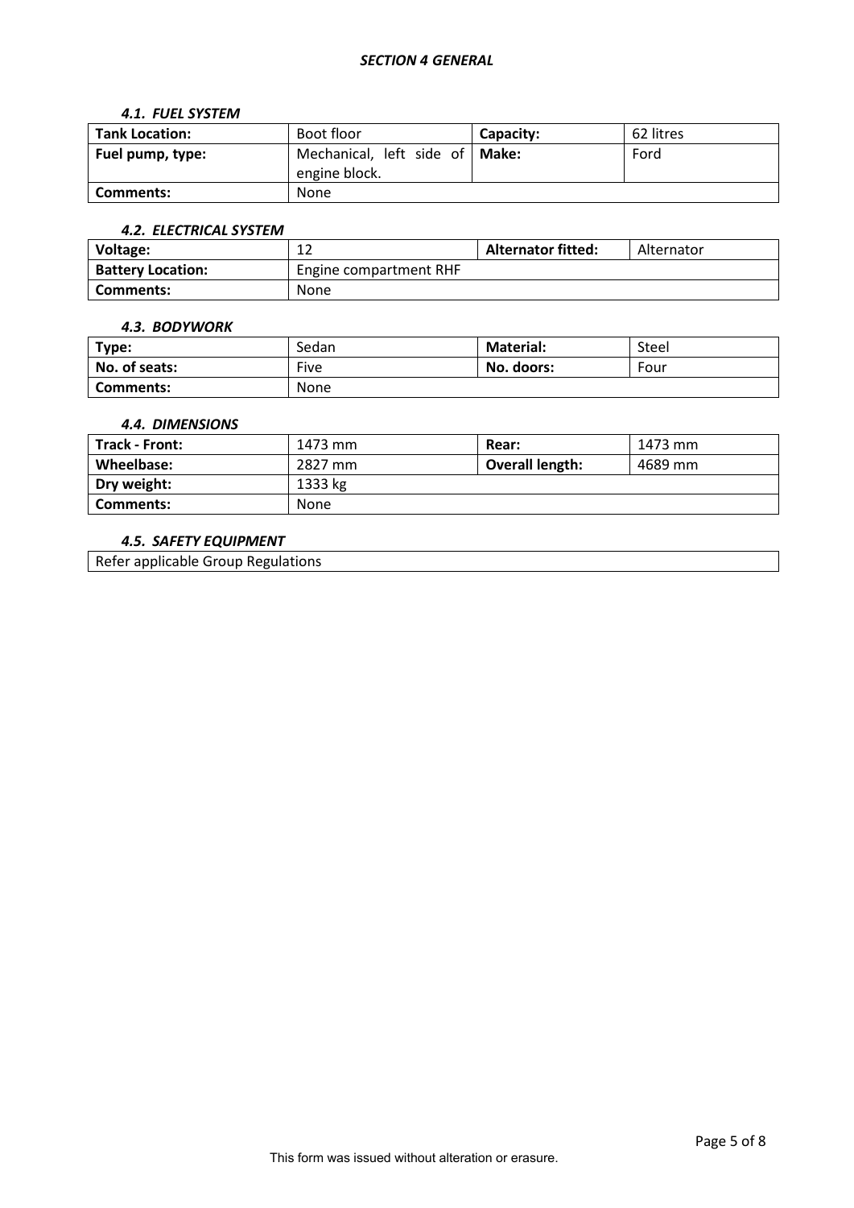# *SECTION 4 GENERAL*

## *4.1. FUEL SYSTEM*

| **Tank Location:** | Boot floor | **Capacity:** | 62 litres |
|---|---|---|---|
| **Fuel pump, type:** | Mechanical, left side of engine block. | **Make:** | Ford |
| **Comments:** | None | | |

## *4.2. ELECTRICAL SYSTEM*

| **Voltage:** | 12 | **Alternator fitted:** | Alternator |
|---|---|---|---|
| **Battery Location:** | Engine compartment RHF | | |
| **Comments:** | None | | |

## *4.3. BODYWORK*

| **Type:** | Sedan | **Material:** | Steel |
|---|---|---|---|
| **No. of seats:** | Five | **No. doors:** | Four |
| **Comments:** | None | | |

## *4.4. DIMENSIONS*

| **Track - Front:** | 1473 mm | **Rear:** | 1473 mm |
|---|---|---|---|
| **Wheelbase:** | 2827 mm | **Overall length:** | 4689 mm |
| **Dry weight:** | 1333 kg | | |
| **Comments:** | None | | |

## *4.5. SAFETY EQUIPMENT*

| Refer applicable Group Regulations |
|---|

This form was issued without alteration or erasure.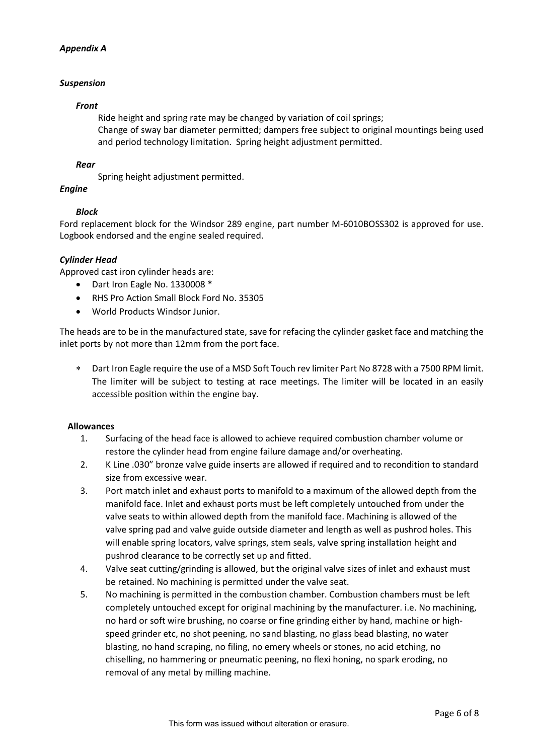***Appendix A***

***Suspension***

***Front***

Ride height and spring rate may be changed by variation of coil springs;
Change of sway bar diameter permitted; dampers free subject to original mountings being used and period technology limitation. Spring height adjustment permitted.

***Rear***

Spring height adjustment permitted.

***Engine***

***Block***

Ford replacement block for the Windsor 289 engine, part number M-6010BOSS302 is approved for use. Logbook endorsed and the engine sealed required.

***Cylinder Head***

Approved cast iron cylinder heads are:

- Dart Iron Eagle No. 1330008 *
- RHS Pro Action Small Block Ford No. 35305
- World Products Windsor Junior.

The heads are to be in the manufactured state, save for refacing the cylinder gasket face and matching the inlet ports by not more than 12mm from the port face.

- * Dart Iron Eagle require the use of a MSD Soft Touch rev limiter Part No 8728 with a 7500 RPM limit. The limiter will be subject to testing at race meetings. The limiter will be located in an easily accessible position within the engine bay.

**Allowances**

1. Surfacing of the head face is allowed to achieve required combustion chamber volume or restore the cylinder head from engine failure damage and/or overheating.
2. K Line .030" bronze valve guide inserts are allowed if required and to recondition to standard size from excessive wear.
3. Port match inlet and exhaust ports to manifold to a maximum of the allowed depth from the manifold face. Inlet and exhaust ports must be left completely untouched from under the valve seats to within allowed depth from the manifold face. Machining is allowed of the valve spring pad and valve guide outside diameter and length as well as pushrod holes. This will enable spring locators, valve springs, stem seals, valve spring installation height and pushrod clearance to be correctly set up and fitted.
4. Valve seat cutting/grinding is allowed, but the original valve sizes of inlet and exhaust must be retained. No machining is permitted under the valve seat.
5. No machining is permitted in the combustion chamber. Combustion chambers must be left completely untouched except for original machining by the manufacturer. i.e. No machining, no hard or soft wire brushing, no coarse or fine grinding either by hand, machine or high-speed grinder etc, no shot peening, no sand blasting, no glass bead blasting, no water blasting, no hand scraping, no filing, no emery wheels or stones, no acid etching, no chiselling, no hammering or pneumatic peening, no flexi honing, no spark eroding, no removal of any metal by milling machine.

This form was issued without alteration or erasure.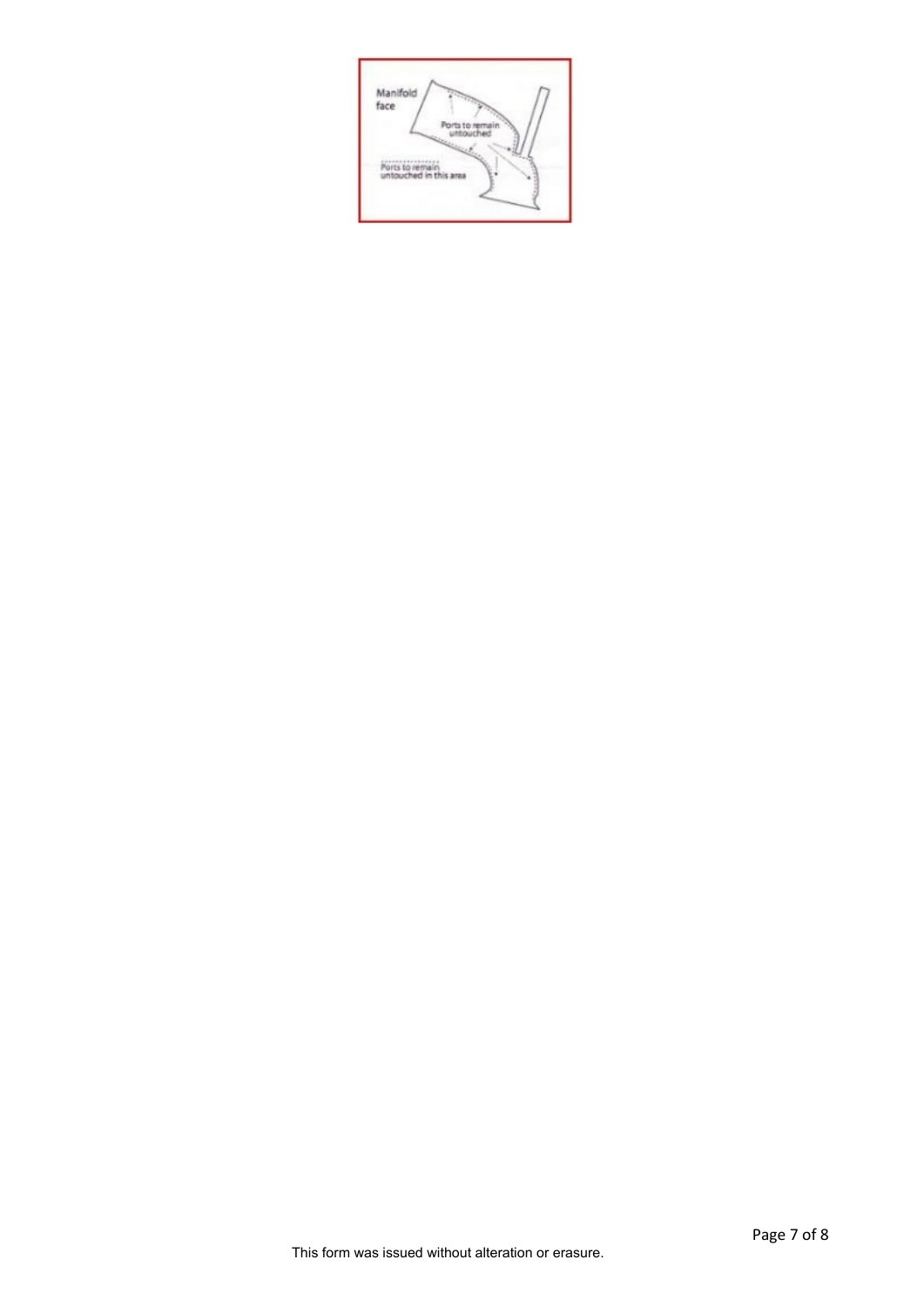Manifold face

Ports to remain untouched

Ports to remain untouched in this area

This form was issued without alteration or erasure.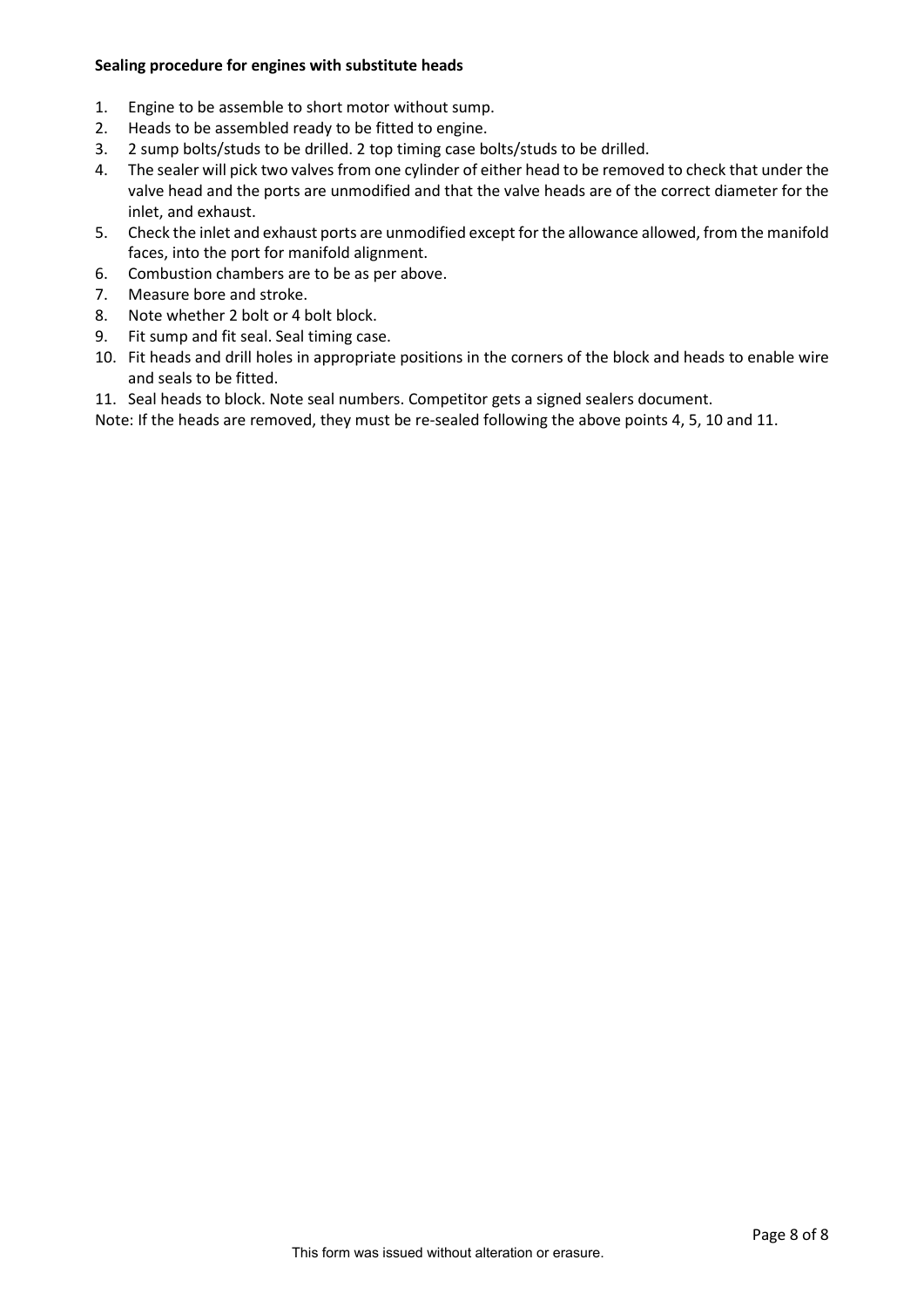**Sealing procedure for engines with substitute heads**

1. Engine to be assemble to short motor without sump.
2. Heads to be assembled ready to be fitted to engine.
3. 2 sump bolts/studs to be drilled. 2 top timing case bolts/studs to be drilled.
4. The sealer will pick two valves from one cylinder of either head to be removed to check that under the valve head and the ports are unmodified and that the valve heads are of the correct diameter for the inlet, and exhaust.
5. Check the inlet and exhaust ports are unmodified except for the allowance allowed, from the manifold faces, into the port for manifold alignment.
6. Combustion chambers are to be as per above.
7. Measure bore and stroke.
8. Note whether 2 bolt or 4 bolt block.
9. Fit sump and fit seal. Seal timing case.
10. Fit heads and drill holes in appropriate positions in the corners of the block and heads to enable wire and seals to be fitted.
11. Seal heads to block. Note seal numbers. Competitor gets a signed sealers document.

Note: If the heads are removed, they must be re-sealed following the above points 4, 5, 10 and 11.

This form was issued without alteration or erasure.